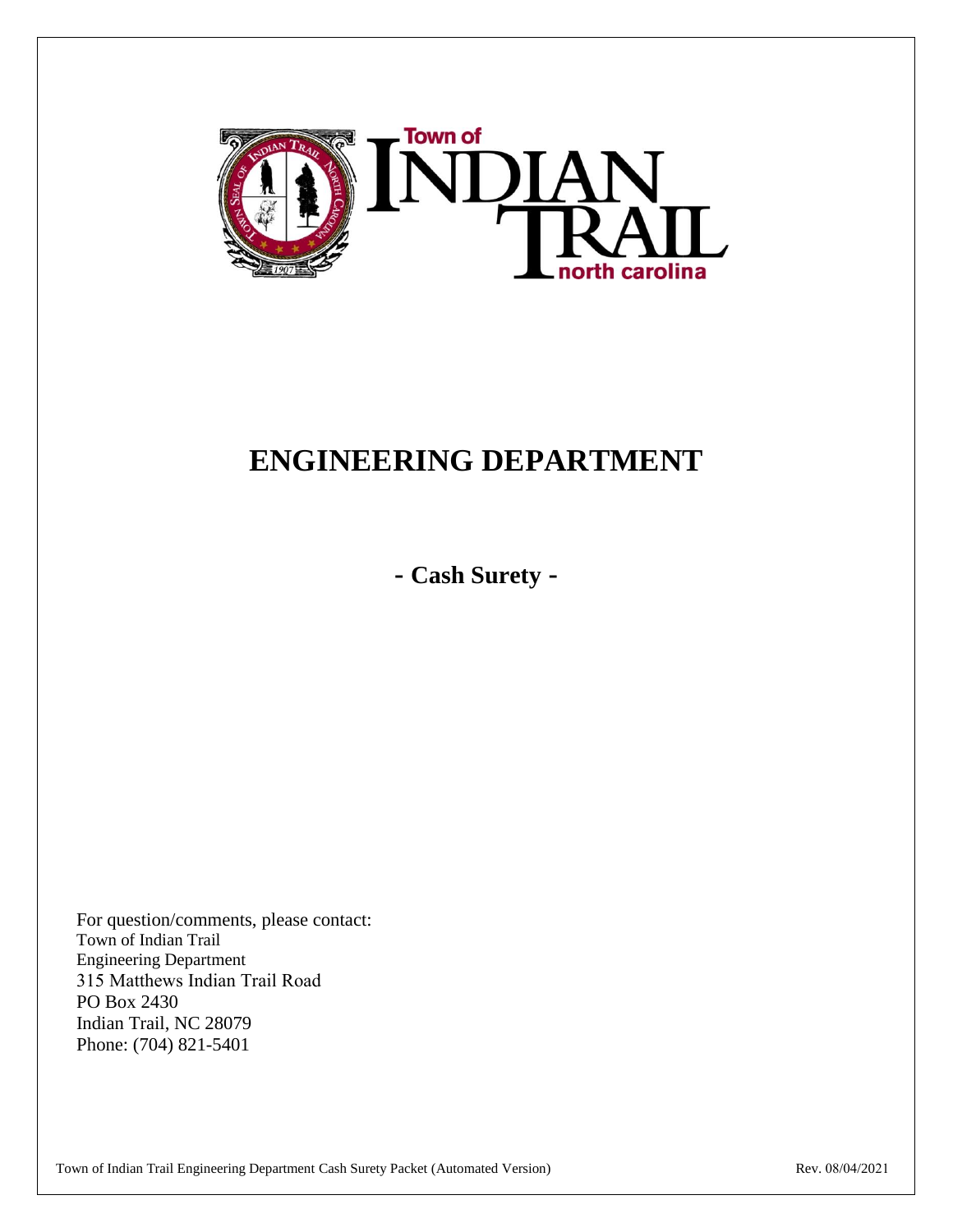Town of INDIAN TRAIL north carolina

# ENGINEERING DEPARTMENT

## - Cash Surety -

For question/comments, please contact:
Town of Indian Trail
Engineering Department
315 Matthews Indian Trail Road
PO Box 2430
Indian Trail, NC 28079
Phone: (704) 821-5401

Town of Indian Trail Engineering Department Cash Surety Packet (Automated Version) Rev. 08/04/2021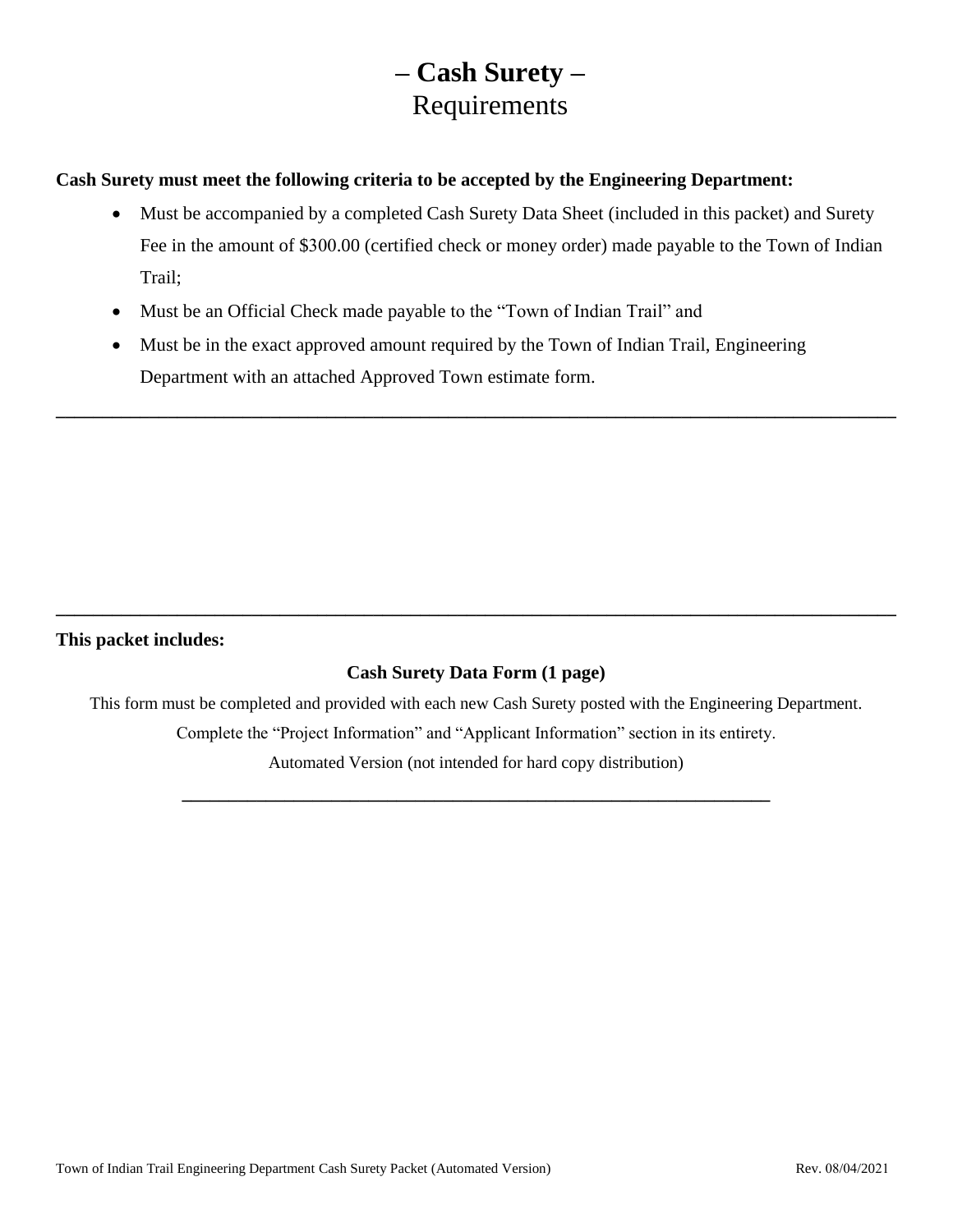# – Cash Surety –
## Requirements

**Cash Surety must meet the following criteria to be accepted by the Engineering Department:**

- Must be accompanied by a completed Cash Surety Data Sheet (included in this packet) and Surety Fee in the amount of $300.00 (certified check or money order) made payable to the Town of Indian Trail;
- Must be an Official Check made payable to the "Town of Indian Trail" and
- Must be in the exact approved amount required by the Town of Indian Trail, Engineering Department with an attached Approved Town estimate form.

---

---

**This packet includes:**

**Cash Surety Data Form (1 page)**

This form must be completed and provided with each new Cash Surety posted with the Engineering Department.

Complete the "Project Information" and "Applicant Information" section in its entirety.

Automated Version (not intended for hard copy distribution)

---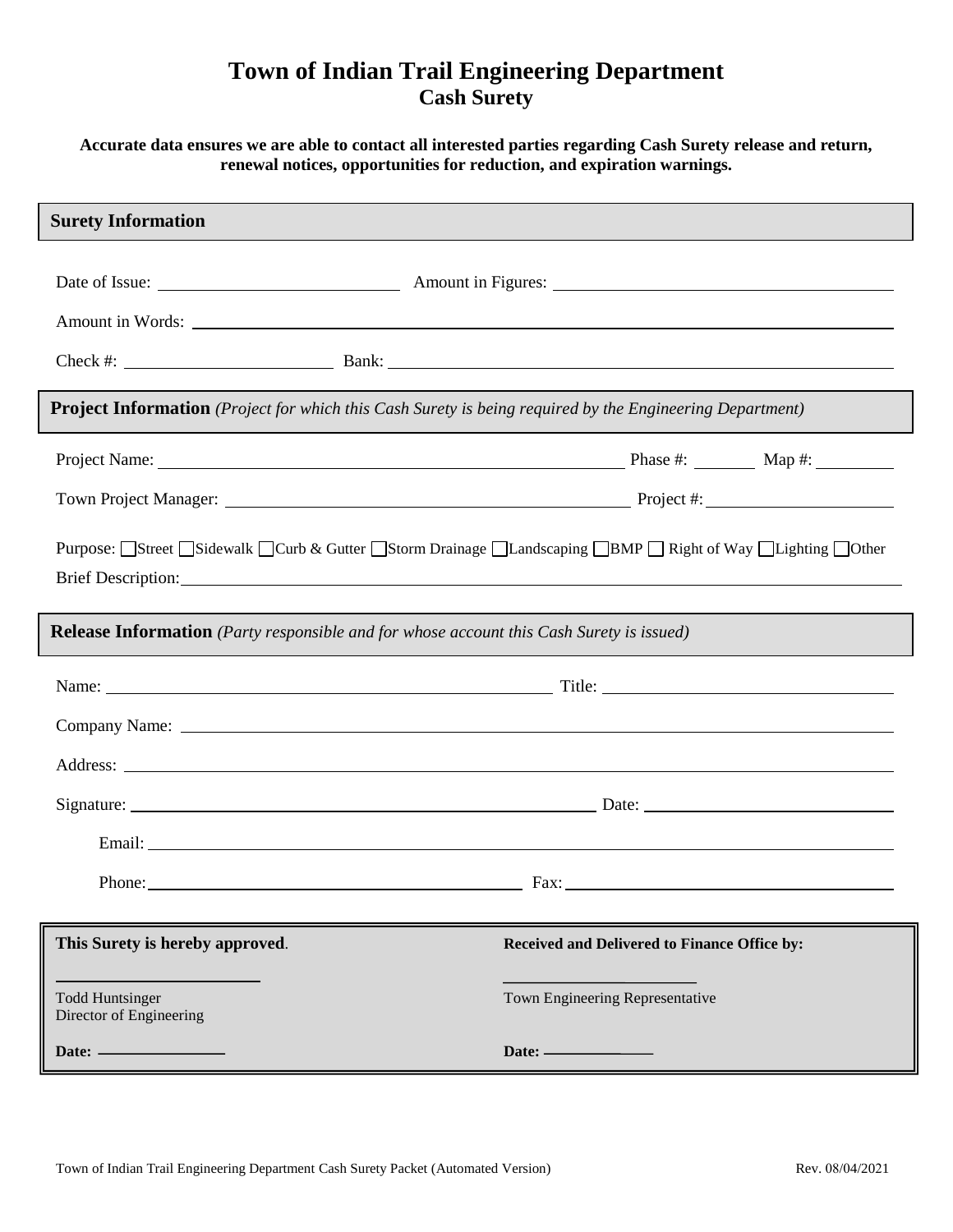# Town of Indian Trail Engineering Department

## Cash Surety

**Accurate data ensures we are able to contact all interested parties regarding Cash Surety release and return, renewal notices, opportunities for reduction, and expiration warnings.**

### Surety Information

Date of Issue: ____________________ Amount in Figures: ______________________________

Amount in Words: ____________________________________________________________

Check #: __________________ Bank: _____________________________________________

### Project Information *(Project for which this Cash Surety is being required by the Engineering Department)*

Project Name: ________________________________________ Phase #: ______ Map #: _______

Town Project Manager: ___________________________________ Project #: ________________

Purpose: ☐Street ☐Sidewalk ☐Curb & Gutter ☐Storm Drainage ☐Landscaping ☐BMP ☐ Right of Way ☐Lighting ☐Other

Brief Description: ____________________________________________________________

### Release Information *(Party responsible and for whose account this Cash Surety is issued)*

Name: ________________________________________ Title: __________________________

Company Name: _______________________________________________________________

Address: _____________________________________________________________________

Signature: ____________________________________________ Date: ______________________

Email: _______________________________________________________________________

Phone: __________________________________ Fax: _______________________________

| | |
|---|---|
| **This Surety is hereby approved**. | **Received and Delivered to Finance Office by:** |
| ______________________ | ______________________ |
| Todd Huntsinger<br>Director of Engineering | Town Engineering Representative |
| **Date:** ______________ | **Date:** ______________ |